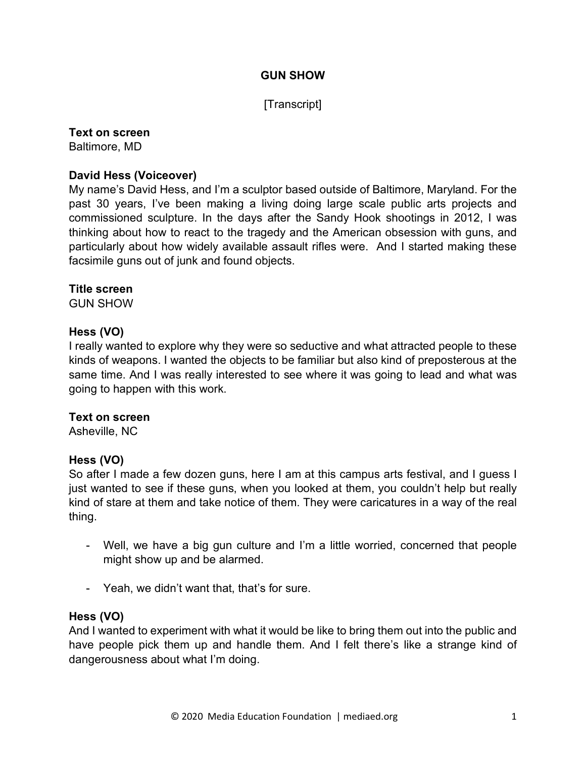# GUN SHOW

[Transcript]

**Text on screen**
Baltimore, MD

**David Hess (Voiceover)**
My name's David Hess, and I'm a sculptor based outside of Baltimore, Maryland. For the past 30 years, I've been making a living doing large scale public arts projects and commissioned sculpture. In the days after the Sandy Hook shootings in 2012, I was thinking about how to react to the tragedy and the American obsession with guns, and particularly about how widely available assault rifles were. And I started making these facsimile guns out of junk and found objects.

**Title screen**
GUN SHOW

**Hess (VO)**
I really wanted to explore why they were so seductive and what attracted people to these kinds of weapons. I wanted the objects to be familiar but also kind of preposterous at the same time. And I was really interested to see where it was going to lead and what was going to happen with this work.

**Text on screen**
Asheville, NC

**Hess (VO)**
So after I made a few dozen guns, here I am at this campus arts festival, and I guess I just wanted to see if these guns, when you looked at them, you couldn't help but really kind of stare at them and take notice of them. They were caricatures in a way of the real thing.

- Well, we have a big gun culture and I'm a little worried, concerned that people might show up and be alarmed.

- Yeah, we didn't want that, that's for sure.

**Hess (VO)**
And I wanted to experiment with what it would be like to bring them out into the public and have people pick them up and handle them. And I felt there's like a strange kind of dangerousness about what I'm doing.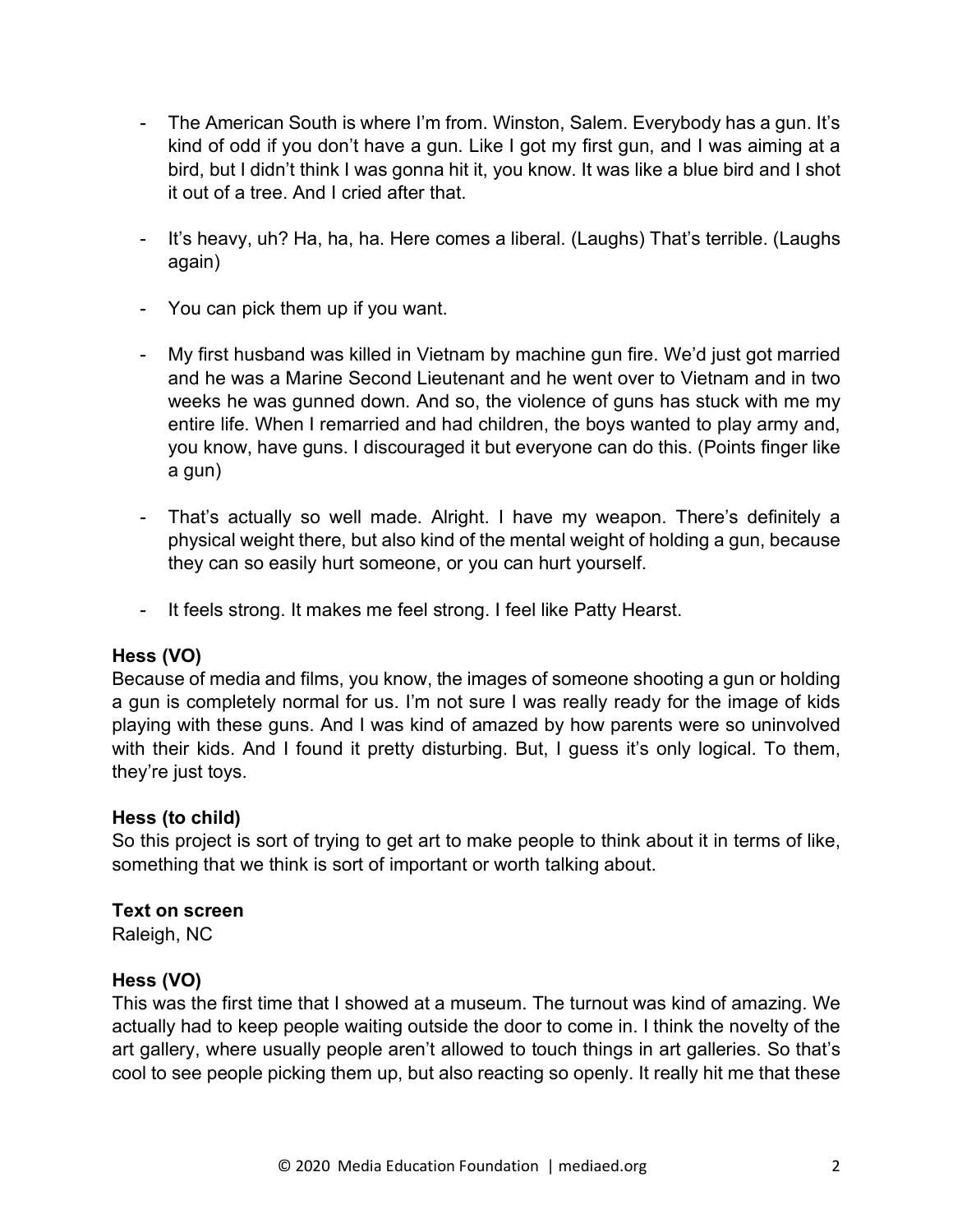- The American South is where I'm from. Winston, Salem. Everybody has a gun. It's kind of odd if you don't have a gun. Like I got my first gun, and I was aiming at a bird, but I didn't think I was gonna hit it, you know. It was like a blue bird and I shot it out of a tree. And I cried after that.

- It's heavy, uh? Ha, ha, ha. Here comes a liberal. (Laughs) That's terrible. (Laughs again)

- You can pick them up if you want.

- My first husband was killed in Vietnam by machine gun fire. We'd just got married and he was a Marine Second Lieutenant and he went over to Vietnam and in two weeks he was gunned down. And so, the violence of guns has stuck with me my entire life. When I remarried and had children, the boys wanted to play army and, you know, have guns. I discouraged it but everyone can do this. (Points finger like a gun)

- That's actually so well made. Alright. I have my weapon. There's definitely a physical weight there, but also kind of the mental weight of holding a gun, because they can so easily hurt someone, or you can hurt yourself.

- It feels strong. It makes me feel strong. I feel like Patty Hearst.

**Hess (VO)**
Because of media and films, you know, the images of someone shooting a gun or holding a gun is completely normal for us. I'm not sure I was really ready for the image of kids playing with these guns. And I was kind of amazed by how parents were so uninvolved with their kids. And I found it pretty disturbing. But, I guess it's only logical. To them, they're just toys.

**Hess (to child)**
So this project is sort of trying to get art to make people to think about it in terms of like, something that we think is sort of important or worth talking about.

**Text on screen**
Raleigh, NC

**Hess (VO)**
This was the first time that I showed at a museum. The turnout was kind of amazing. We actually had to keep people waiting outside the door to come in. I think the novelty of the art gallery, where usually people aren't allowed to touch things in art galleries. So that's cool to see people picking them up, but also reacting so openly. It really hit me that these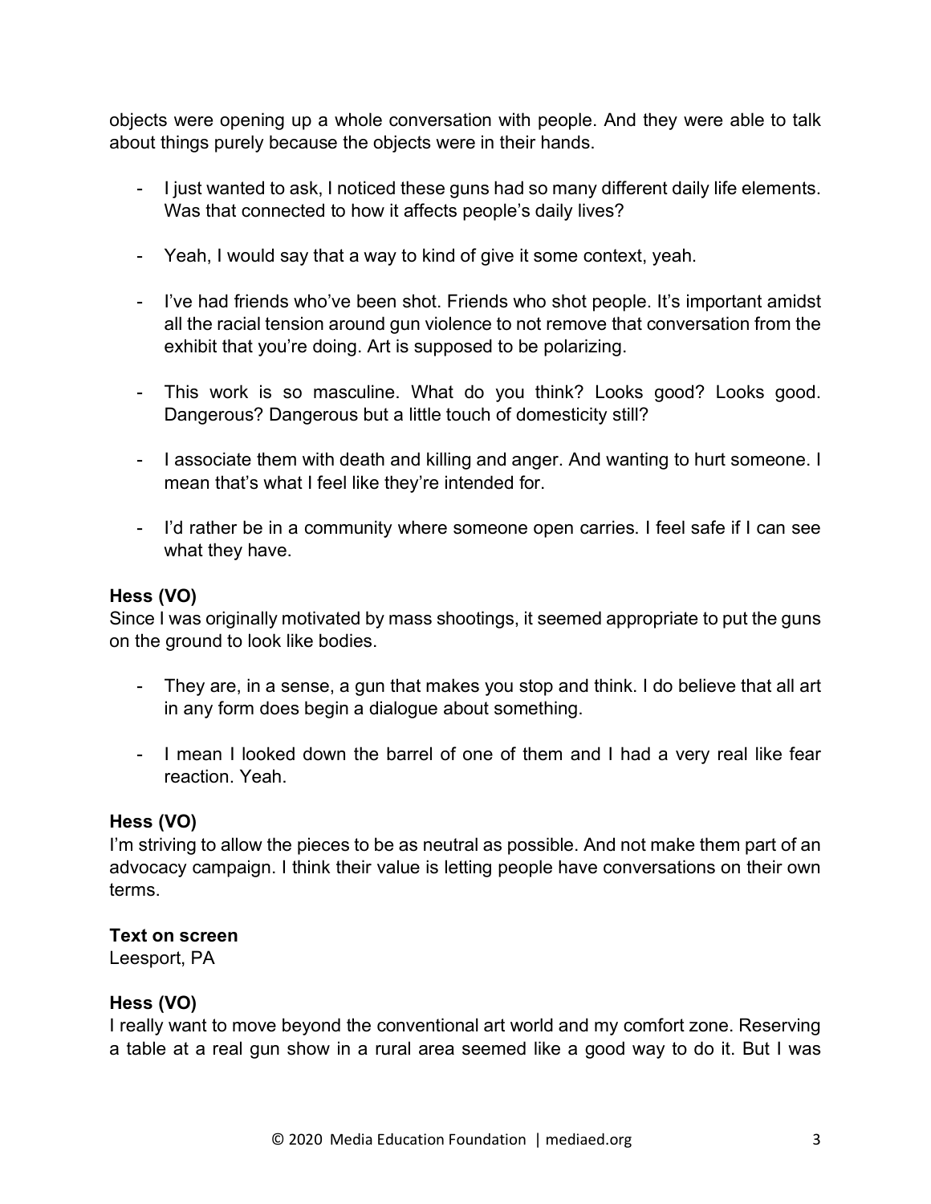objects were opening up a whole conversation with people. And they were able to talk about things purely because the objects were in their hands.

- I just wanted to ask, I noticed these guns had so many different daily life elements. Was that connected to how it affects people's daily lives?

- Yeah, I would say that a way to kind of give it some context, yeah.

- I've had friends who've been shot. Friends who shot people. It's important amidst all the racial tension around gun violence to not remove that conversation from the exhibit that you're doing. Art is supposed to be polarizing.

- This work is so masculine. What do you think? Looks good? Looks good. Dangerous? Dangerous but a little touch of domesticity still?

- I associate them with death and killing and anger. And wanting to hurt someone. I mean that's what I feel like they're intended for.

- I'd rather be in a community where someone open carries. I feel safe if I can see what they have.

**Hess (VO)**
Since I was originally motivated by mass shootings, it seemed appropriate to put the guns on the ground to look like bodies.

- They are, in a sense, a gun that makes you stop and think. I do believe that all art in any form does begin a dialogue about something.

- I mean I looked down the barrel of one of them and I had a very real like fear reaction. Yeah.

**Hess (VO)**
I'm striving to allow the pieces to be as neutral as possible. And not make them part of an advocacy campaign. I think their value is letting people have conversations on their own terms.

**Text on screen**
Leesport, PA

**Hess (VO)**
I really want to move beyond the conventional art world and my comfort zone. Reserving a table at a real gun show in a rural area seemed like a good way to do it. But I was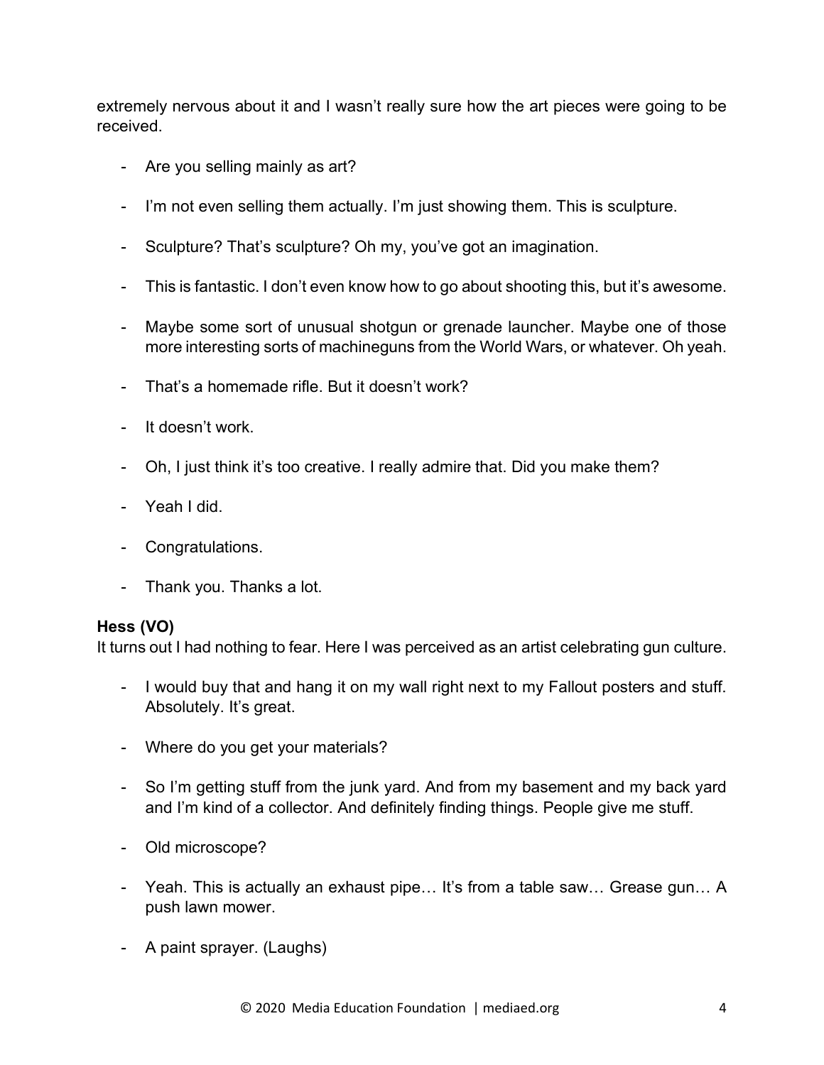extremely nervous about it and I wasn't really sure how the art pieces were going to be received.

- Are you selling mainly as art?
- I'm not even selling them actually. I'm just showing them. This is sculpture.
- Sculpture? That's sculpture? Oh my, you've got an imagination.
- This is fantastic. I don't even know how to go about shooting this, but it's awesome.
- Maybe some sort of unusual shotgun or grenade launcher. Maybe one of those more interesting sorts of machineguns from the World Wars, or whatever. Oh yeah.
- That's a homemade rifle. But it doesn't work?
- It doesn't work.
- Oh, I just think it's too creative. I really admire that. Did you make them?
- Yeah I did.
- Congratulations.
- Thank you. Thanks a lot.

**Hess (VO)**
It turns out I had nothing to fear. Here I was perceived as an artist celebrating gun culture.

- I would buy that and hang it on my wall right next to my Fallout posters and stuff. Absolutely. It's great.
- Where do you get your materials?
- So I'm getting stuff from the junk yard. And from my basement and my back yard and I'm kind of a collector. And definitely finding things. People give me stuff.
- Old microscope?
- Yeah. This is actually an exhaust pipe… It's from a table saw… Grease gun… A push lawn mower.
- A paint sprayer. (Laughs)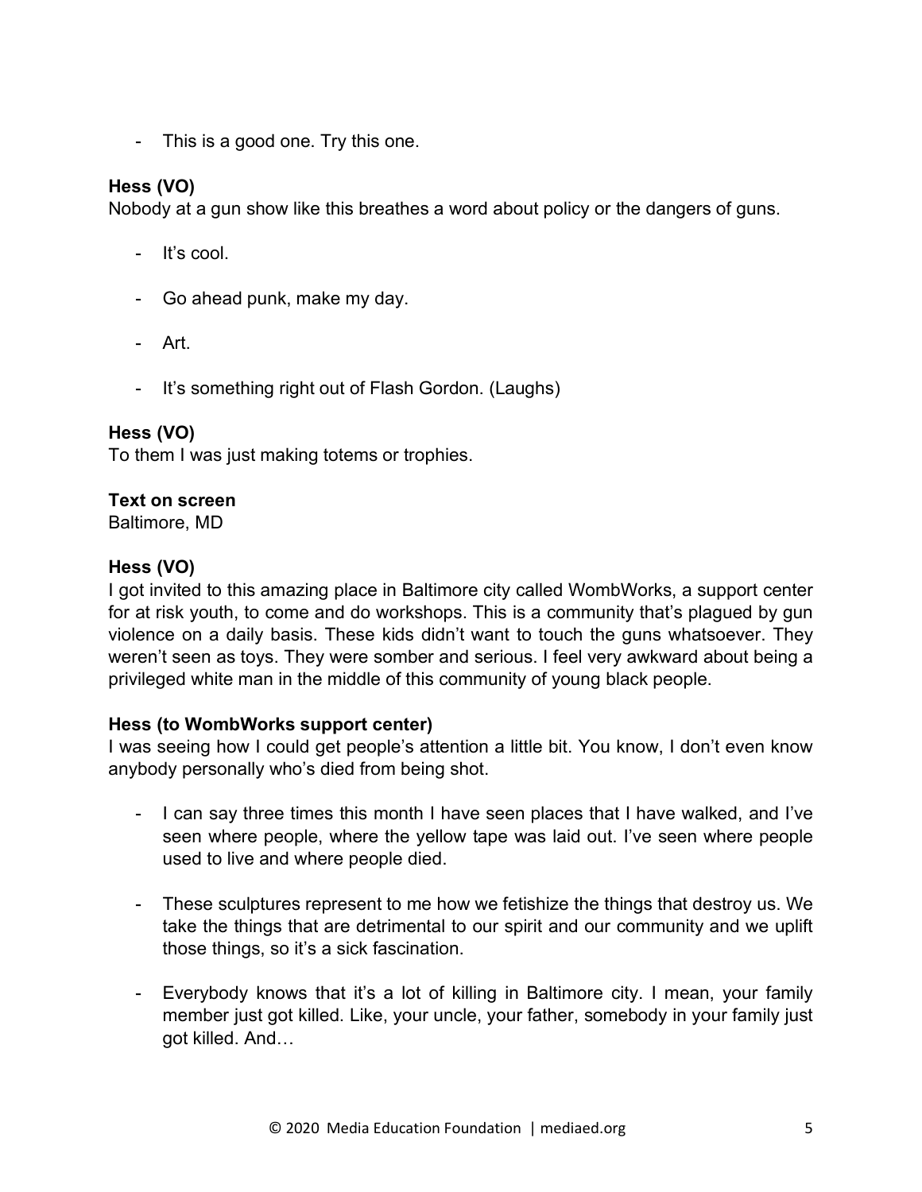- This is a good one. Try this one.

**Hess (VO)**
Nobody at a gun show like this breathes a word about policy or the dangers of guns.

- It's cool.

- Go ahead punk, make my day.

- Art.

- It's something right out of Flash Gordon. (Laughs)

**Hess (VO)**
To them I was just making totems or trophies.

**Text on screen**
Baltimore, MD

**Hess (VO)**
I got invited to this amazing place in Baltimore city called WombWorks, a support center for at risk youth, to come and do workshops. This is a community that's plagued by gun violence on a daily basis. These kids didn't want to touch the guns whatsoever. They weren't seen as toys. They were somber and serious. I feel very awkward about being a privileged white man in the middle of this community of young black people.

**Hess (to WombWorks support center)**
I was seeing how I could get people's attention a little bit. You know, I don't even know anybody personally who's died from being shot.

- I can say three times this month I have seen places that I have walked, and I've seen where people, where the yellow tape was laid out. I've seen where people used to live and where people died.

- These sculptures represent to me how we fetishize the things that destroy us. We take the things that are detrimental to our spirit and our community and we uplift those things, so it's a sick fascination.

- Everybody knows that it's a lot of killing in Baltimore city. I mean, your family member just got killed. Like, your uncle, your father, somebody in your family just got killed. And…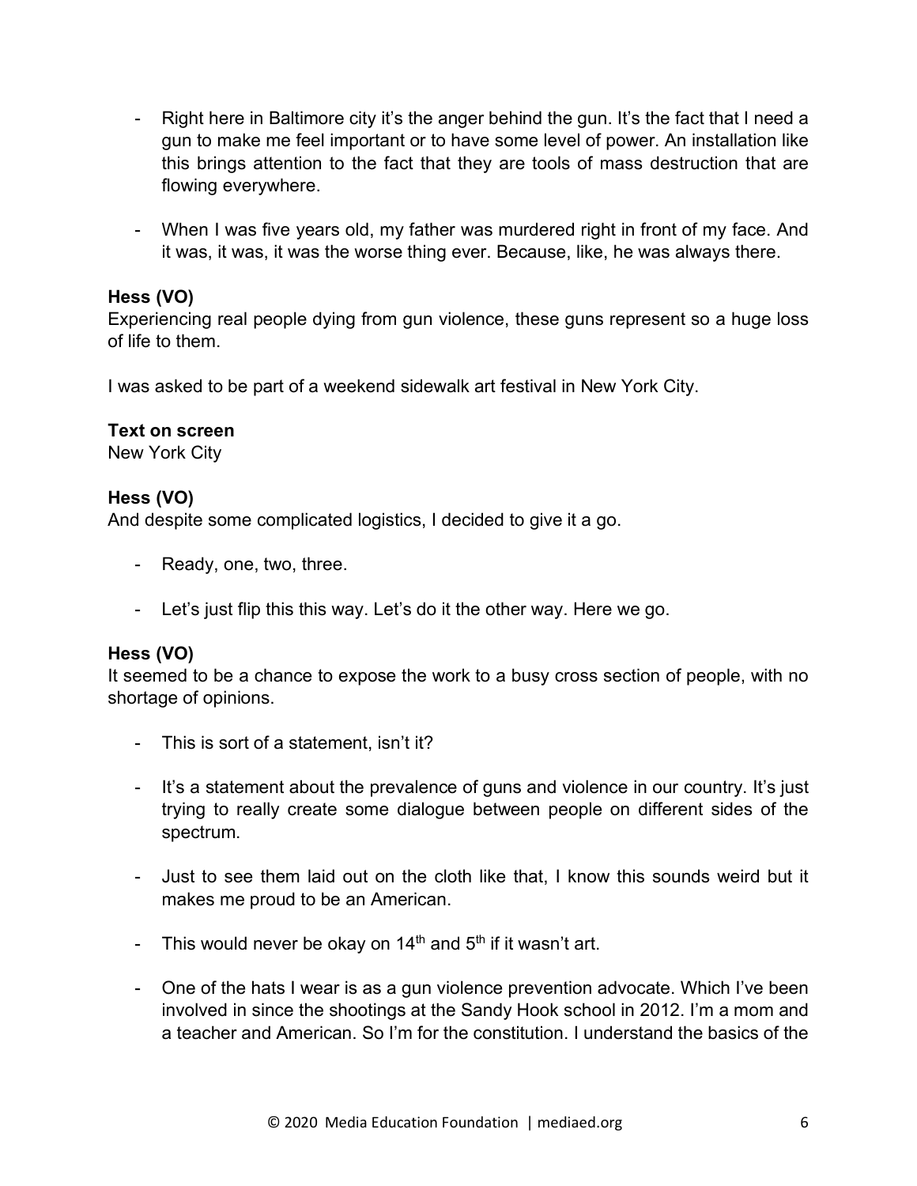- Right here in Baltimore city it's the anger behind the gun. It's the fact that I need a gun to make me feel important or to have some level of power. An installation like this brings attention to the fact that they are tools of mass destruction that are flowing everywhere.

- When I was five years old, my father was murdered right in front of my face. And it was, it was, it was the worse thing ever. Because, like, he was always there.

**Hess (VO)**
Experiencing real people dying from gun violence, these guns represent so a huge loss of life to them.

I was asked to be part of a weekend sidewalk art festival in New York City.

**Text on screen**
New York City

**Hess (VO)**
And despite some complicated logistics, I decided to give it a go.

- Ready, one, two, three.

- Let's just flip this this way. Let's do it the other way. Here we go.

**Hess (VO)**
It seemed to be a chance to expose the work to a busy cross section of people, with no shortage of opinions.

- This is sort of a statement, isn't it?

- It's a statement about the prevalence of guns and violence in our country. It's just trying to really create some dialogue between people on different sides of the spectrum.

- Just to see them laid out on the cloth like that, I know this sounds weird but it makes me proud to be an American.

- This would never be okay on 14th and 5th if it wasn't art.

- One of the hats I wear is as a gun violence prevention advocate. Which I've been involved in since the shootings at the Sandy Hook school in 2012. I'm a mom and a teacher and American. So I'm for the constitution. I understand the basics of the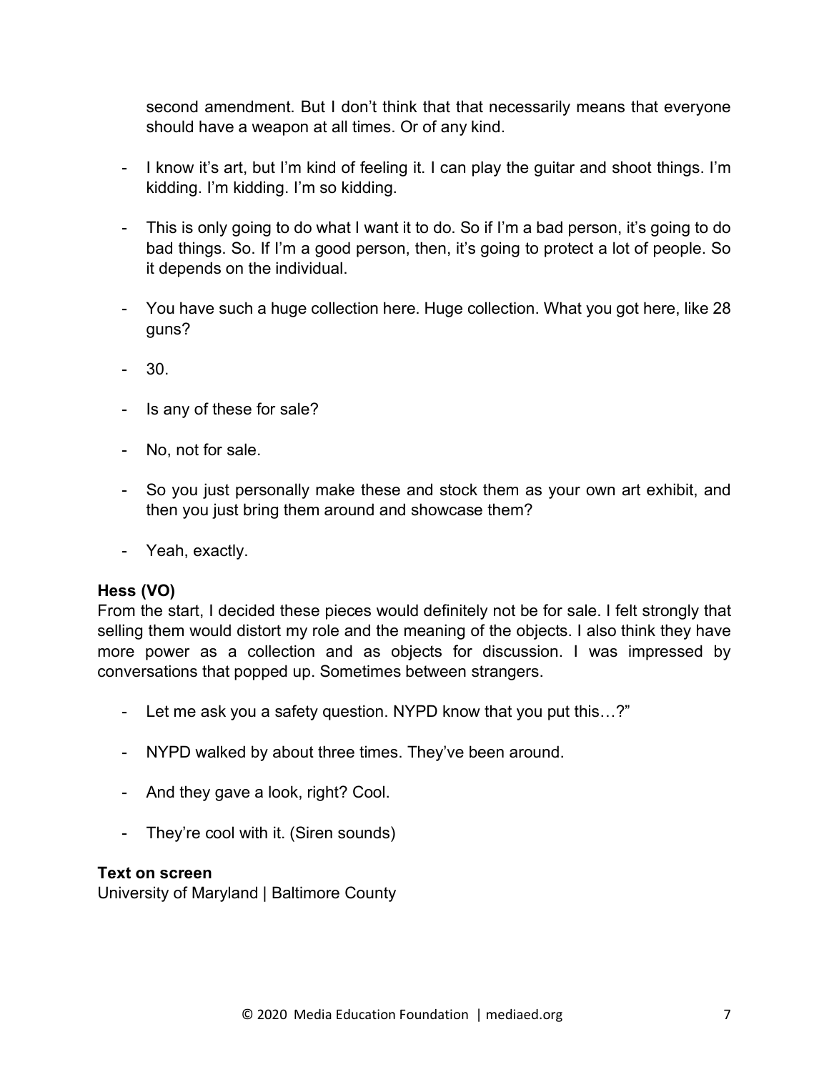second amendment. But I don't think that that necessarily means that everyone should have a weapon at all times. Or of any kind.

- I know it's art, but I'm kind of feeling it. I can play the guitar and shoot things. I'm kidding. I'm kidding. I'm so kidding.

- This is only going to do what I want it to do. So if I'm a bad person, it's going to do bad things. So. If I'm a good person, then, it's going to protect a lot of people. So it depends on the individual.

- You have such a huge collection here. Huge collection. What you got here, like 28 guns?

- 30.

- Is any of these for sale?

- No, not for sale.

- So you just personally make these and stock them as your own art exhibit, and then you just bring them around and showcase them?

- Yeah, exactly.

**Hess (VO)**
From the start, I decided these pieces would definitely not be for sale. I felt strongly that selling them would distort my role and the meaning of the objects. I also think they have more power as a collection and as objects for discussion. I was impressed by conversations that popped up. Sometimes between strangers.

- Let me ask you a safety question. NYPD know that you put this…?"

- NYPD walked by about three times. They've been around.

- And they gave a look, right? Cool.

- They're cool with it. (Siren sounds)

**Text on screen**
University of Maryland | Baltimore County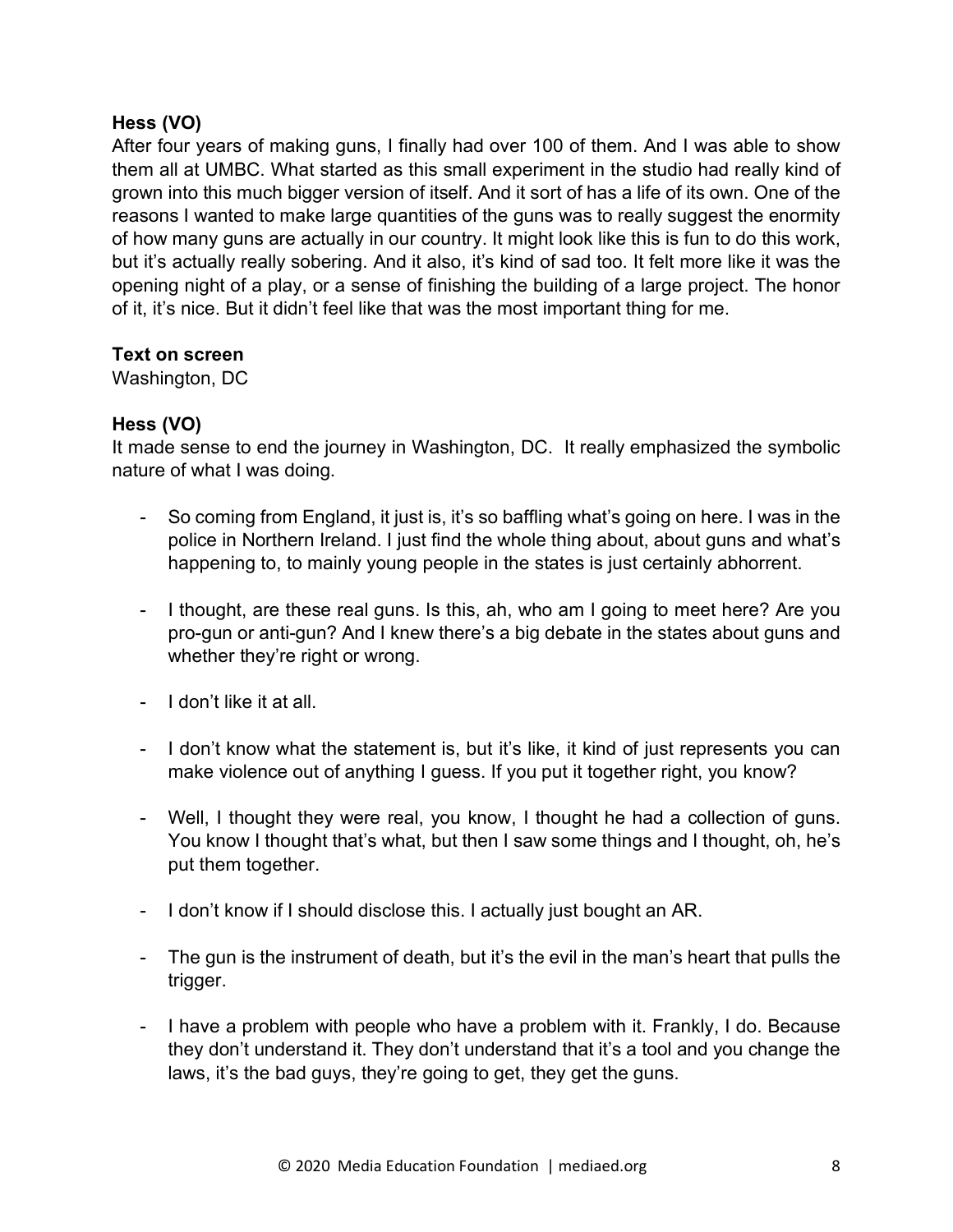**Hess (VO)**
After four years of making guns, I finally had over 100 of them. And I was able to show them all at UMBC. What started as this small experiment in the studio had really kind of grown into this much bigger version of itself. And it sort of has a life of its own. One of the reasons I wanted to make large quantities of the guns was to really suggest the enormity of how many guns are actually in our country. It might look like this is fun to do this work, but it's actually really sobering. And it also, it's kind of sad too. It felt more like it was the opening night of a play, or a sense of finishing the building of a large project. The honor of it, it's nice. But it didn't feel like that was the most important thing for me.

**Text on screen**
Washington, DC

**Hess (VO)**
It made sense to end the journey in Washington, DC. It really emphasized the symbolic nature of what I was doing.

- So coming from England, it just is, it's so baffling what's going on here. I was in the police in Northern Ireland. I just find the whole thing about, about guns and what's happening to, to mainly young people in the states is just certainly abhorrent.
- I thought, are these real guns. Is this, ah, who am I going to meet here? Are you pro-gun or anti-gun? And I knew there's a big debate in the states about guns and whether they're right or wrong.
- I don't like it at all.
- I don't know what the statement is, but it's like, it kind of just represents you can make violence out of anything I guess. If you put it together right, you know?
- Well, I thought they were real, you know, I thought he had a collection of guns. You know I thought that's what, but then I saw some things and I thought, oh, he's put them together.
- I don't know if I should disclose this. I actually just bought an AR.
- The gun is the instrument of death, but it's the evil in the man's heart that pulls the trigger.
- I have a problem with people who have a problem with it. Frankly, I do. Because they don't understand it. They don't understand that it's a tool and you change the laws, it's the bad guys, they're going to get, they get the guns.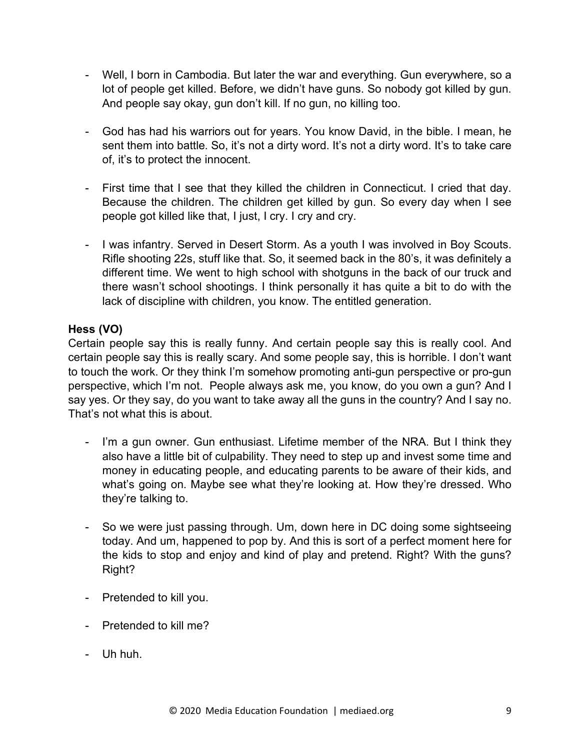- Well, I born in Cambodia. But later the war and everything. Gun everywhere, so a lot of people get killed. Before, we didn't have guns. So nobody got killed by gun. And people say okay, gun don't kill. If no gun, no killing too.

- God has had his warriors out for years. You know David, in the bible. I mean, he sent them into battle. So, it's not a dirty word. It's not a dirty word. It's to take care of, it's to protect the innocent.

- First time that I see that they killed the children in Connecticut. I cried that day. Because the children. The children get killed by gun. So every day when I see people got killed like that, I just, I cry. I cry and cry.

- I was infantry. Served in Desert Storm. As a youth I was involved in Boy Scouts. Rifle shooting 22s, stuff like that. So, it seemed back in the 80's, it was definitely a different time. We went to high school with shotguns in the back of our truck and there wasn't school shootings. I think personally it has quite a bit to do with the lack of discipline with children, you know. The entitled generation.

**Hess (VO)**

Certain people say this is really funny. And certain people say this is really cool. And certain people say this is really scary. And some people say, this is horrible. I don't want to touch the work. Or they think I'm somehow promoting anti-gun perspective or pro-gun perspective, which I'm not. People always ask me, you know, do you own a gun? And I say yes. Or they say, do you want to take away all the guns in the country? And I say no. That's not what this is about.

- I'm a gun owner. Gun enthusiast. Lifetime member of the NRA. But I think they also have a little bit of culpability. They need to step up and invest some time and money in educating people, and educating parents to be aware of their kids, and what's going on. Maybe see what they're looking at. How they're dressed. Who they're talking to.

- So we were just passing through. Um, down here in DC doing some sightseeing today. And um, happened to pop by. And this is sort of a perfect moment here for the kids to stop and enjoy and kind of play and pretend. Right? With the guns? Right?

- Pretended to kill you.

- Pretended to kill me?

- Uh huh.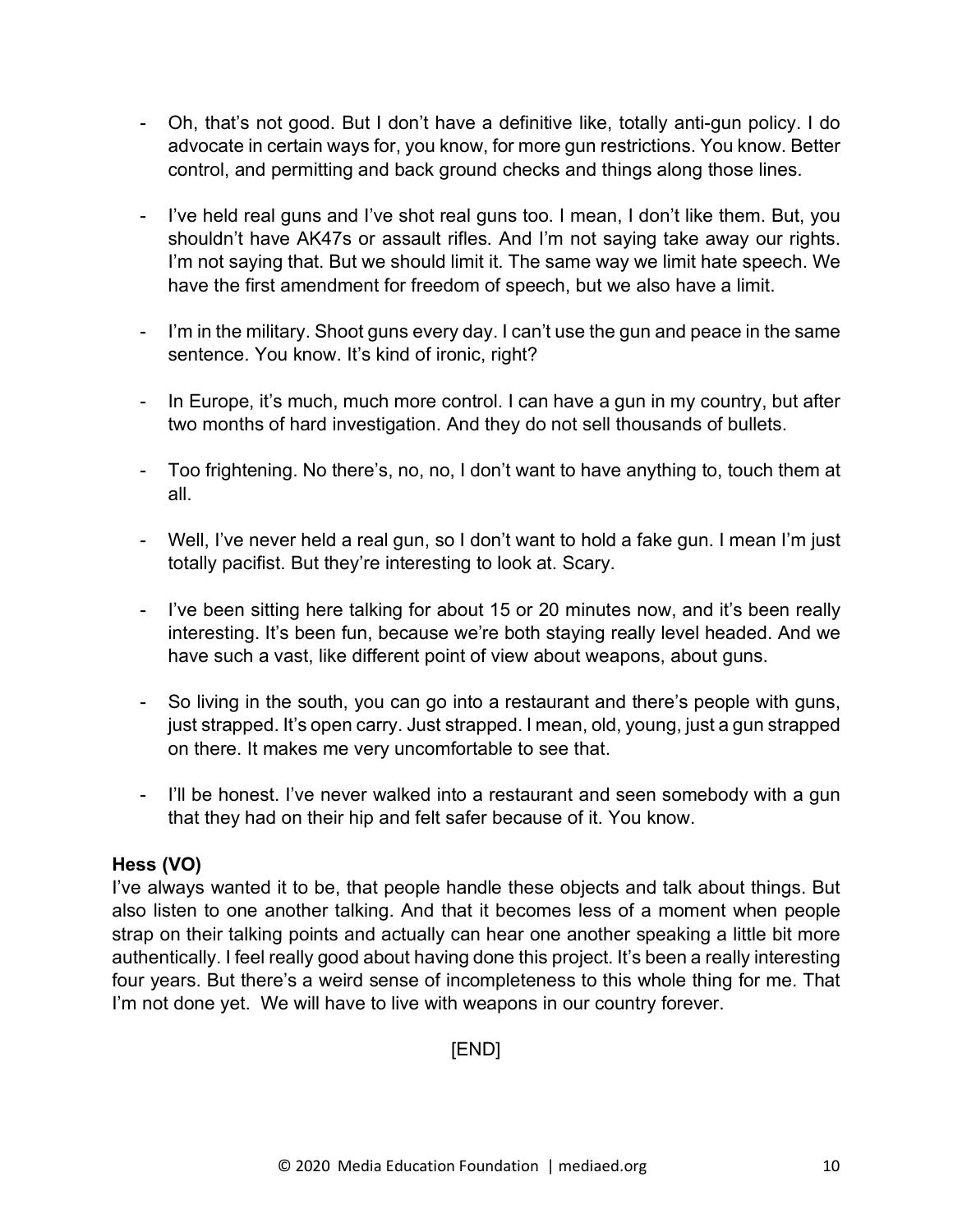- Oh, that's not good. But I don't have a definitive like, totally anti-gun policy. I do advocate in certain ways for, you know, for more gun restrictions. You know. Better control, and permitting and back ground checks and things along those lines.

- I've held real guns and I've shot real guns too. I mean, I don't like them. But, you shouldn't have AK47s or assault rifles. And I'm not saying take away our rights. I'm not saying that. But we should limit it. The same way we limit hate speech. We have the first amendment for freedom of speech, but we also have a limit.

- I'm in the military. Shoot guns every day. I can't use the gun and peace in the same sentence. You know. It's kind of ironic, right?

- In Europe, it's much, much more control. I can have a gun in my country, but after two months of hard investigation. And they do not sell thousands of bullets.

- Too frightening. No there's, no, no, I don't want to have anything to, touch them at all.

- Well, I've never held a real gun, so I don't want to hold a fake gun. I mean I'm just totally pacifist. But they're interesting to look at. Scary.

- I've been sitting here talking for about 15 or 20 minutes now, and it's been really interesting. It's been fun, because we're both staying really level headed. And we have such a vast, like different point of view about weapons, about guns.

- So living in the south, you can go into a restaurant and there's people with guns, just strapped. It's open carry. Just strapped. I mean, old, young, just a gun strapped on there. It makes me very uncomfortable to see that.

- I'll be honest. I've never walked into a restaurant and seen somebody with a gun that they had on their hip and felt safer because of it. You know.

**Hess (VO)**
I've always wanted it to be, that people handle these objects and talk about things. But also listen to one another talking. And that it becomes less of a moment when people strap on their talking points and actually can hear one another speaking a little bit more authentically. I feel really good about having done this project. It's been a really interesting four years. But there's a weird sense of incompleteness to this whole thing for me. That I'm not done yet. We will have to live with weapons in our country forever.

[END]